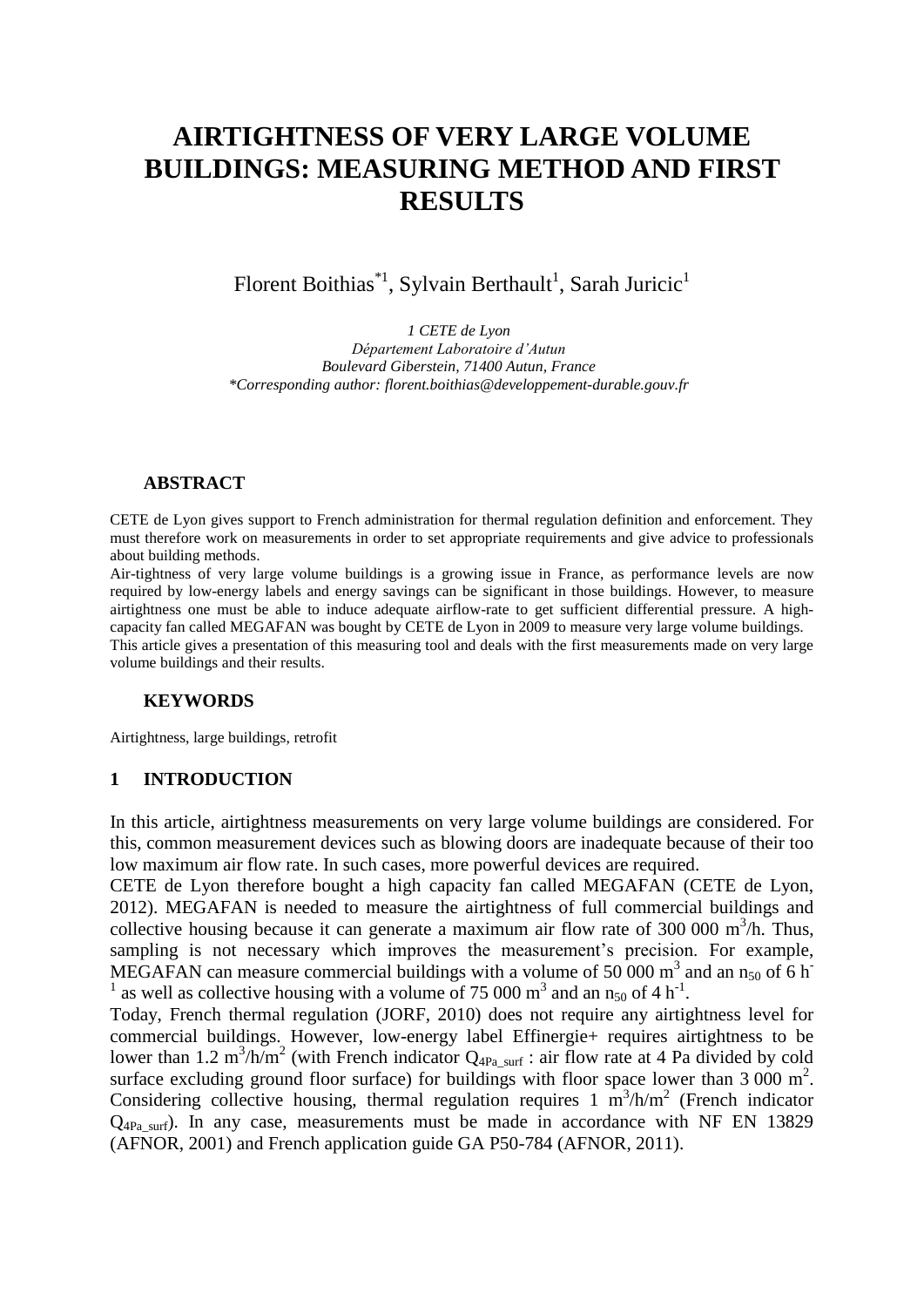# AIRTIGHTNESS OF VERY LARGE VOLUME BUILDINGS: MEASURING METHOD AND FIRST RESULTS

Florent Boithias[*1], Sylvain Berthault[1], Sarah Juricic[1]

*1 CETE de Lyon*
*Département Laboratoire d'Autun*
*Boulevard Giberstein, 71400 Autun, France*
*\*Corresponding author: florent.boithias@developpement-durable.gouv.fr*

## ABSTRACT

CETE de Lyon gives support to French administration for thermal regulation definition and enforcement. They must therefore work on measurements in order to set appropriate requirements and give advice to professionals about building methods.

Air-tightness of very large volume buildings is a growing issue in France, as performance levels are now required by low-energy labels and energy savings can be significant in those buildings. However, to measure airtightness one must be able to induce adequate airflow-rate to get sufficient differential pressure. A high-capacity fan called MEGAFAN was bought by CETE de Lyon in 2009 to measure very large volume buildings.

This article gives a presentation of this measuring tool and deals with the first measurements made on very large volume buildings and their results.

## KEYWORDS

Airtightness, large buildings, retrofit

## 1 INTRODUCTION

In this article, airtightness measurements on very large volume buildings are considered. For this, common measurement devices such as blowing doors are inadequate because of their too low maximum air flow rate. In such cases, more powerful devices are required.

CETE de Lyon therefore bought a high capacity fan called MEGAFAN (CETE de Lyon, 2012). MEGAFAN is needed to measure the airtightness of full commercial buildings and collective housing because it can generate a maximum air flow rate of 300 000 $m^3/h$. Thus, sampling is not necessary which improves the measurement's precision. For example, MEGAFAN can measure commercial buildings with a volume of 50 000 $m^3$ and an $n_{50}$ of 6 $h^{-1}$ as well as collective housing with a volume of 75 000 $m^3$ and an $n_{50}$ of 4 $h^{-1}$.

Today, French thermal regulation (JORF, 2010) does not require any airtightness level for commercial buildings. However, low-energy label Effinergie+ requires airtightness to be lower than 1.2 $m^3/h/m^2$ (with French indicator $Q_{4Pa\_surf}$ : air flow rate at 4 Pa divided by cold surface excluding ground floor surface) for buildings with floor space lower than 3 000 $m^2$. Considering collective housing, thermal regulation requires 1 $m^3/h/m^2$ (French indicator $Q_{4Pa\_surf}$). In any case, measurements must be made in accordance with NF EN 13829 (AFNOR, 2001) and French application guide GA P50-784 (AFNOR, 2011).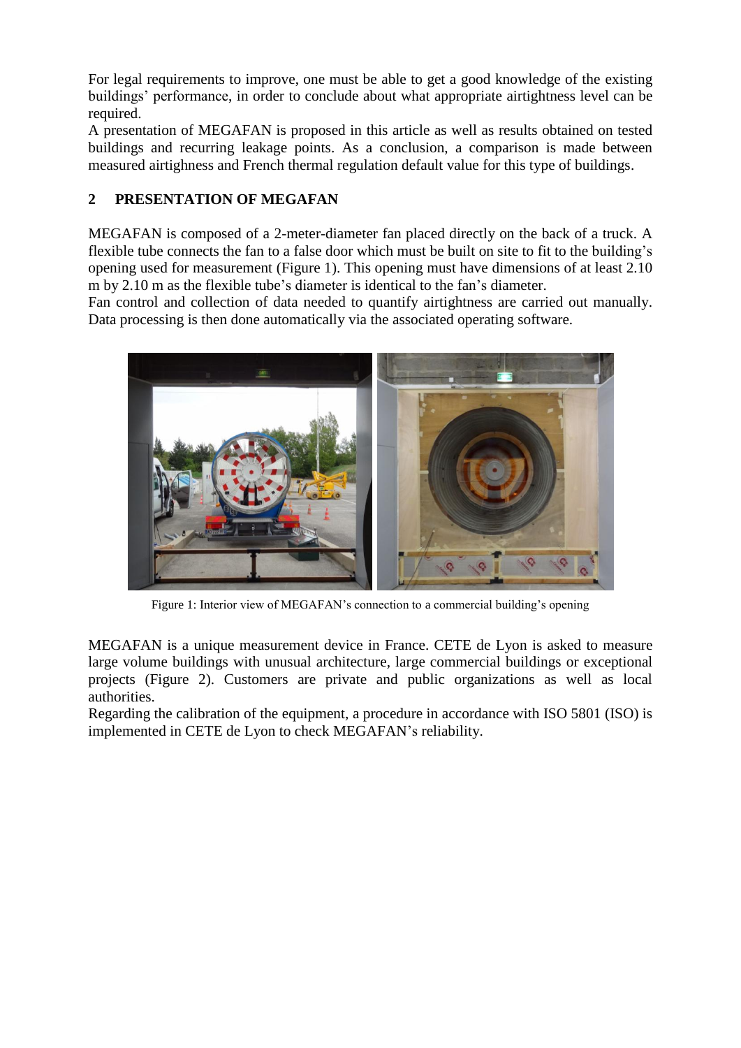For legal requirements to improve, one must be able to get a good knowledge of the existing buildings' performance, in order to conclude about what appropriate airtightness level can be required.
A presentation of MEGAFAN is proposed in this article as well as results obtained on tested buildings and recurring leakage points. As a conclusion, a comparison is made between measured airtighness and French thermal regulation default value for this type of buildings.

## 2 PRESENTATION OF MEGAFAN

MEGAFAN is composed of a 2-meter-diameter fan placed directly on the back of a truck. A flexible tube connects the fan to a false door which must be built on site to fit to the building's opening used for measurement (Figure 1). This opening must have dimensions of at least 2.10 m by 2.10 m as the flexible tube's diameter is identical to the fan's diameter.
Fan control and collection of data needed to quantify airtightness are carried out manually. Data processing is then done automatically via the associated operating software.

Figure 1: Interior view of MEGAFAN's connection to a commercial building's opening

MEGAFAN is a unique measurement device in France. CETE de Lyon is asked to measure large volume buildings with unusual architecture, large commercial buildings or exceptional projects (Figure 2). Customers are private and public organizations as well as local authorities.
Regarding the calibration of the equipment, a procedure in accordance with ISO 5801 (ISO) is implemented in CETE de Lyon to check MEGAFAN's reliability.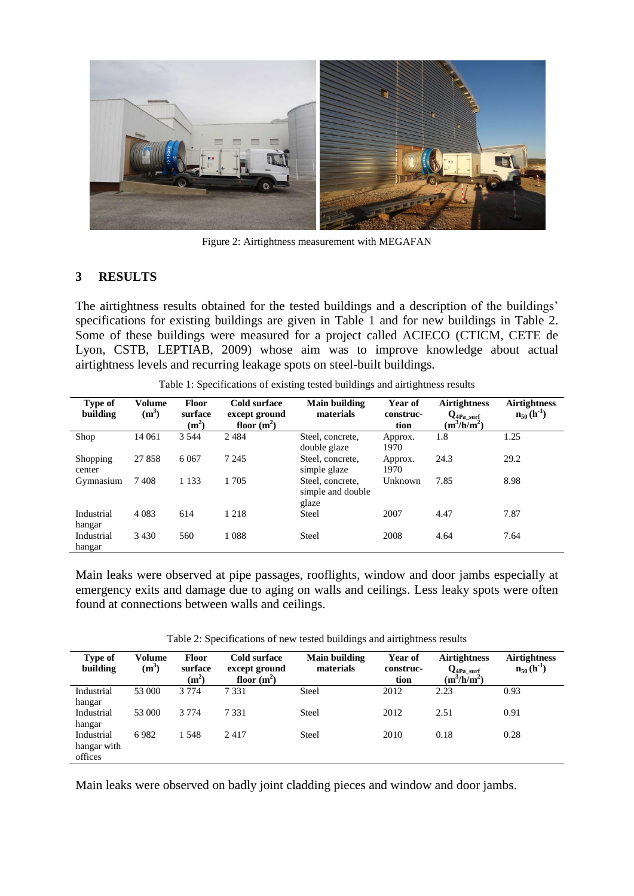Figure 2: Airtightness measurement with MEGAFAN

## 3 RESULTS

The airtightness results obtained for the tested buildings and a description of the buildings' specifications for existing buildings are given in Table 1 and for new buildings in Table 2. Some of these buildings were measured for a project called ACIECO (CTICM, CETE de Lyon, CSTB, LEPTIAB, 2009) whose aim was to improve knowledge about actual airtightness levels and recurring leakage spots on steel-built buildings.

Table 1: Specifications of existing tested buildings and airtightness results

| Type of building | Volume ($m^3$) | Floor surface ($m^2$) | Cold surface except ground floor ($m^2$) | Main building materials | Year of construction | Airtightness $Q_{4Pa\_surf}$ ($m^3/h/m^2$) | Airtightness $n_{50}$ ($h^{-1}$) |
|---|---|---|---|---|---|---|---|
| Shop | 14 061 | 3 544 | 2 484 | Steel, concrete, double glaze | Approx. 1970 | 1.8 | 1.25 |
| Shopping center | 27 858 | 6 067 | 7 245 | Steel, concrete, simple glaze | Approx. 1970 | 24.3 | 29.2 |
| Gymnasium | 7 408 | 1 133 | 1 705 | Steel, concrete, simple and double glaze | Unknown | 7.85 | 8.98 |
| Industrial hangar | 4 083 | 614 | 1 218 | Steel | 2007 | 4.47 | 7.87 |
| Industrial hangar | 3 430 | 560 | 1 088 | Steel | 2008 | 4.64 | 7.64 |

Main leaks were observed at pipe passages, rooflights, window and door jambs especially at emergency exits and damage due to aging on walls and ceilings. Less leaky spots were often found at connections between walls and ceilings.

Table 2: Specifications of new tested buildings and airtightness results

| Type of building | Volume ($m^3$) | Floor surface ($m^2$) | Cold surface except ground floor ($m^2$) | Main building materials | Year of construction | Airtightness $Q_{4Pa\_surf}$ ($m^3/h/m^2$) | Airtightness $n_{50}$ ($h^{-1}$) |
|---|---|---|---|---|---|---|---|
| Industrial hangar | 53 000 | 3 774 | 7 331 | Steel | 2012 | 2.23 | 0.93 |
| Industrial hangar | 53 000 | 3 774 | 7 331 | Steel | 2012 | 2.51 | 0.91 |
| Industrial hangar with offices | 6 982 | 1 548 | 2 417 | Steel | 2010 | 0.18 | 0.28 |

Main leaks were observed on badly joint cladding pieces and window and door jambs.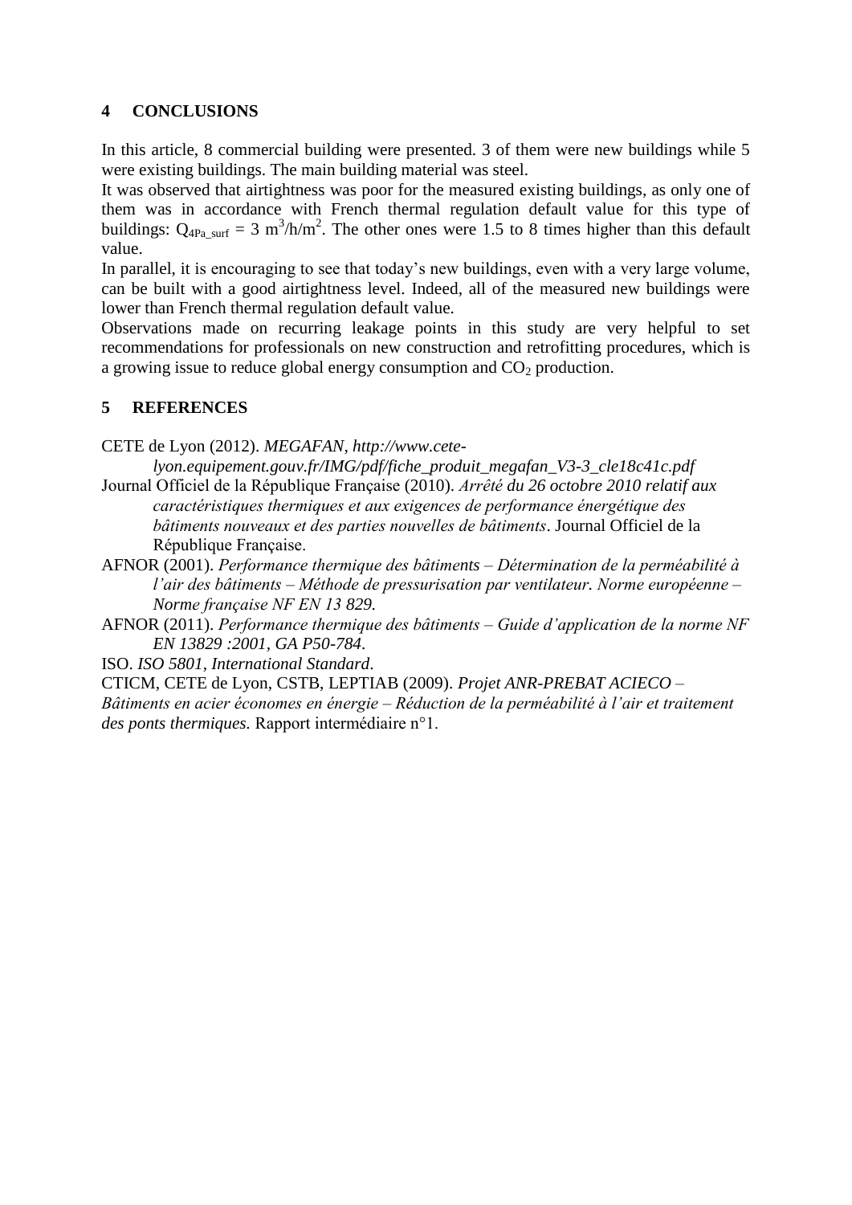## 4 CONCLUSIONS

In this article, 8 commercial building were presented. 3 of them were new buildings while 5 were existing buildings. The main building material was steel.

It was observed that airtightness was poor for the measured existing buildings, as only one of them was in accordance with French thermal regulation default value for this type of buildings: $Q_{4Pa\_surf} = 3\ m^3/h/m^2$. The other ones were 1.5 to 8 times higher than this default value.

In parallel, it is encouraging to see that today's new buildings, even with a very large volume, can be built with a good airtightness level. Indeed, all of the measured new buildings were lower than French thermal regulation default value.

Observations made on recurring leakage points in this study are very helpful to set recommendations for professionals on new construction and retrofitting procedures, which is a growing issue to reduce global energy consumption and $CO_2$ production.

## 5 REFERENCES

CETE de Lyon (2012). *MEGAFAN, http://www.cete-lyon.equipement.gouv.fr/IMG/pdf/fiche_produit_megafan_V3-3_cle18c41c.pdf*

Journal Officiel de la République Française (2010). *Arrêté du 26 octobre 2010 relatif aux caractéristiques thermiques et aux exigences de performance énergétique des bâtiments nouveaux et des parties nouvelles de bâtiments*. Journal Officiel de la République Française.

AFNOR (2001). *Performance thermique des bâtiments – Détermination de la perméabilité à l'air des bâtiments – Méthode de pressurisation par ventilateur. Norme européenne – Norme française NF EN 13 829.*

AFNOR (2011). *Performance thermique des bâtiments – Guide d'application de la norme NF EN 13829 :2001, GA P50-784*.

ISO. *ISO 5801, International Standard*.

CTICM, CETE de Lyon, CSTB, LEPTIAB (2009). *Projet ANR-PREBAT ACIECO – Bâtiments en acier économes en énergie – Réduction de la perméabilité à l'air et traitement des ponts thermiques.* Rapport intermédiaire n°1.